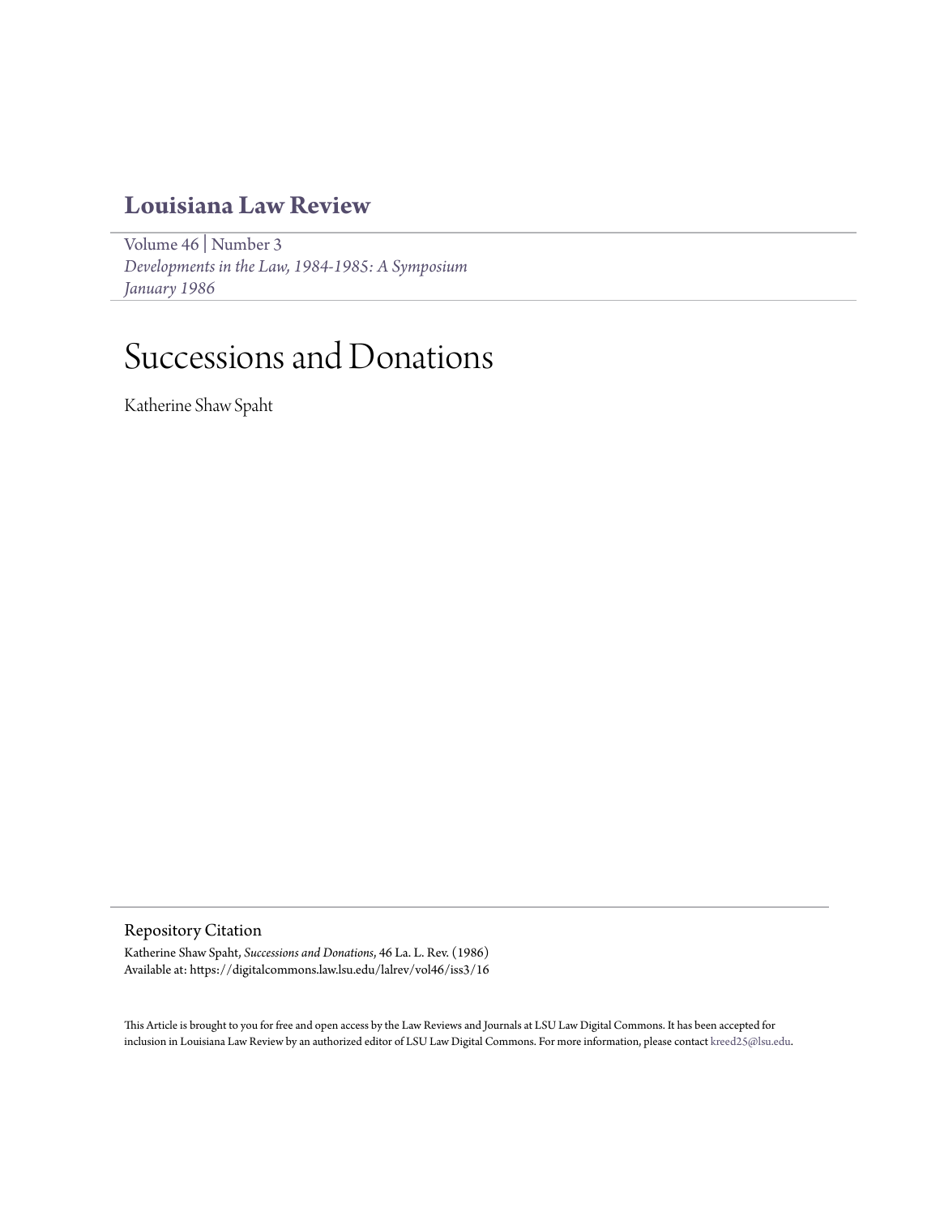# Louisiana Law Review

Volume 46 | Number 3

*Developments in the Law, 1984-1985: A Symposium*

*January 1986*

# Successions and Donations

Katherine Shaw Spaht

## Repository Citation

Katherine Shaw Spaht, *Successions and Donations*, 46 La. L. Rev. (1986)

Available at: https://digitalcommons.law.lsu.edu/lalrev/vol46/iss3/16

This Article is brought to you for free and open access by the Law Reviews and Journals at LSU Law Digital Commons. It has been accepted for inclusion in Louisiana Law Review by an authorized editor of LSU Law Digital Commons. For more information, please contact kreed25@lsu.edu.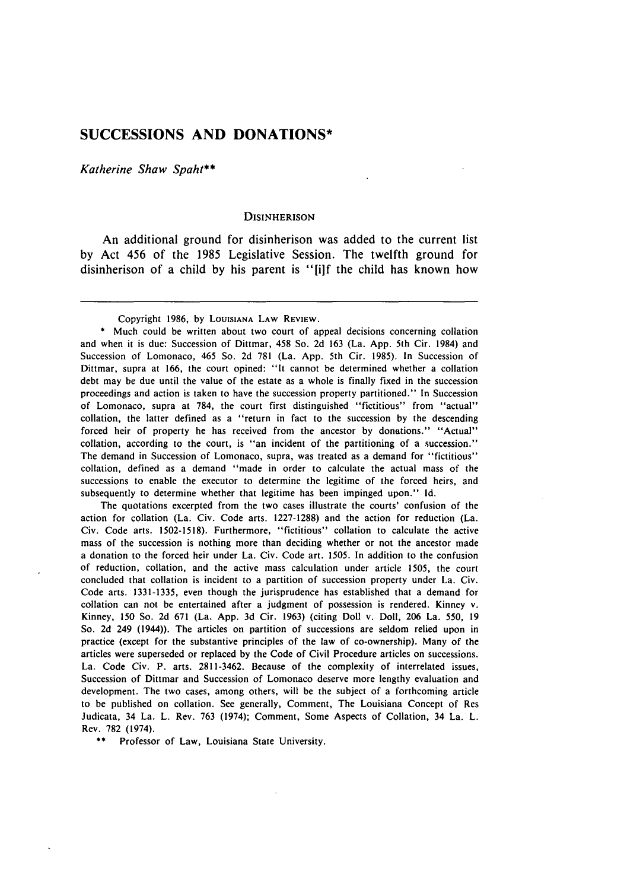# SUCCESSIONS AND DONATIONS*

*Katherine Shaw Spaht***

## DISINHERISON

An additional ground for disinherison was added to the current list by Act 456 of the 1985 Legislative Session. The twelfth ground for disinherison of a child by his parent is "[i]f the child has known how

---

Copyright 1986, by LOUISIANA LAW REVIEW.

\* Much could be written about two court of appeal decisions concerning collation and when it is due: Succession of Dittmar, 458 So. 2d 163 (La. App. 5th Cir. 1984) and Succession of Lomonaco, 465 So. 2d 781 (La. App. 5th Cir. 1985). In Succession of Dittmar, supra at 166, the court opined: "It cannot be determined whether a collation debt may be due until the value of the estate as a whole is finally fixed in the succession proceedings and action is taken to have the succession property partitioned." In Succession of Lomonaco, supra at 784, the court first distinguished "fictitious" from "actual" collation, the latter defined as a "return in fact to the succession by the descending forced heir of property he has received from the ancestor by donations." "Actual" collation, according to the court, is "an incident of the partitioning of a succession." The demand in Succession of Lomonaco, supra, was treated as a demand for "fictitious" collation, defined as a demand "made in order to calculate the actual mass of the successions to enable the executor to determine the legitime of the forced heirs, and subsequently to determine whether that legitime has been impinged upon." Id.

The quotations excerpted from the two cases illustrate the courts' confusion of the action for collation (La. Civ. Code arts. 1227-1288) and the action for reduction (La. Civ. Code arts. 1502-1518). Furthermore, "fictitious" collation to calculate the active mass of the succession is nothing more than deciding whether or not the ancestor made a donation to the forced heir under La. Civ. Code art. 1505. In addition to the confusion of reduction, collation, and the active mass calculation under article 1505, the court concluded that collation is incident to a partition of succession property under La. Civ. Code arts. 1331-1335, even though the jurisprudence has established that a demand for collation can not be entertained after a judgment of possession is rendered. Kinney v. Kinney, 150 So. 2d 671 (La. App. 3d Cir. 1963) (citing Doll v. Doll, 206 La. 550, 19 So. 2d 249 (1944)). The articles on partition of successions are seldom relied upon in practice (except for the substantive principles of the law of co-ownership). Many of the articles were superseded or replaced by the Code of Civil Procedure articles on successions. La. Code Civ. P. arts. 2811-3462. Because of the complexity of interrelated issues, Succession of Dittmar and Succession of Lomonaco deserve more lengthy evaluation and development. The two cases, among others, will be the subject of a forthcoming article to be published on collation. See generally, Comment, The Louisiana Concept of Res Judicata, 34 La. L. Rev. 763 (1974); Comment, Some Aspects of Collation, 34 La. L. Rev. 782 (1974).

\*\* Professor of Law, Louisiana State University.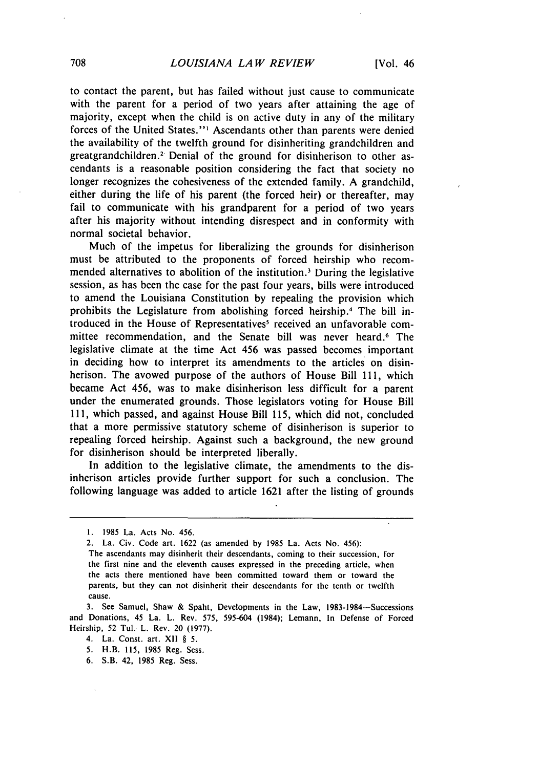to contact the parent, but has failed without just cause to communicate with the parent for a period of two years after attaining the age of majority, except when the child is on active duty in any of the military forces of the United States."[1] Ascendants other than parents were denied the availability of the twelfth ground for disinheriting grandchildren and greatgrandchildren.[2] Denial of the ground for disinherison to other ascendants is a reasonable position considering the fact that society no longer recognizes the cohesiveness of the extended family. A grandchild, either during the life of his parent (the forced heir) or thereafter, may fail to communicate with his grandparent for a period of two years after his majority without intending disrespect and in conformity with normal societal behavior.

Much of the impetus for liberalizing the grounds for disinherison must be attributed to the proponents of forced heirship who recommended alternatives to abolition of the institution.[3] During the legislative session, as has been the case for the past four years, bills were introduced to amend the Louisiana Constitution by repealing the provision which prohibits the Legislature from abolishing forced heirship.[4] The bill introduced in the House of Representatives[5] received an unfavorable committee recommendation, and the Senate bill was never heard.[6] The legislative climate at the time Act 456 was passed becomes important in deciding how to interpret its amendments to the articles on disinherison. The avowed purpose of the authors of House Bill 111, which became Act 456, was to make disinherison less difficult for a parent under the enumerated grounds. Those legislators voting for House Bill 111, which passed, and against House Bill 115, which did not, concluded that a more permissive statutory scheme of disinherison is superior to repealing forced heirship. Against such a background, the new ground for disinherison should be interpreted liberally.

In addition to the legislative climate, the amendments to the disinherison articles provide further support for such a conclusion. The following language was added to article 1621 after the listing of grounds

---

1. 1985 La. Acts No. 456.
2. La. Civ. Code art. 1622 (as amended by 1985 La. Acts No. 456):
The ascendants may disinherit their descendants, coming to their succession, for the first nine and the eleventh causes expressed in the preceding article, when the acts there mentioned have been committed toward them or toward the parents, but they can not disinherit their descendants for the tenth or twelfth cause.
3. See Samuel, Shaw & Spaht, Developments in the Law, 1983-1984—Successions and Donations, 45 La. L. Rev. 575, 595-604 (1984); Lemann, In Defense of Forced Heirship, 52 Tul. L. Rev. 20 (1977).
4. La. Const. art. XII § 5.
5. H.B. 115, 1985 Reg. Sess.
6. S.B. 42, 1985 Reg. Sess.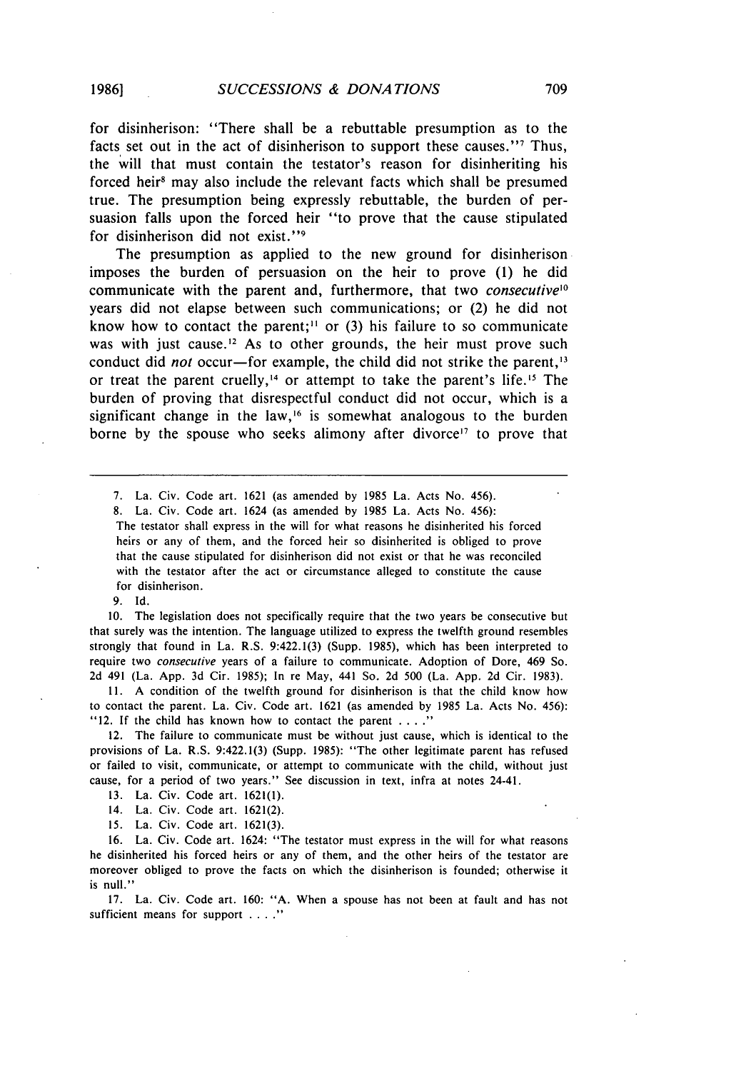for disinherison: "There shall be a rebuttable presumption as to the facts set out in the act of disinherison to support these causes."[7] Thus, the will that must contain the testator's reason for disinheriting his forced heir[8] may also include the relevant facts which shall be presumed true. The presumption being expressly rebuttable, the burden of persuasion falls upon the forced heir "to prove that the cause stipulated for disinherison did not exist."[9]

The presumption as applied to the new ground for disinherison imposes the burden of persuasion on the heir to prove (1) he did communicate with the parent and, furthermore, that two *consecutive*[10] years did not elapse between such communications; or (2) he did not know how to contact the parent;[11] or (3) his failure to so communicate was with just cause.[12] As to other grounds, the heir must prove such conduct did *not* occur—for example, the child did not strike the parent,[13] or treat the parent cruelly,[14] or attempt to take the parent's life.[15] The burden of proving that disrespectful conduct did not occur, which is a significant change in the law,[16] is somewhat analogous to the burden borne by the spouse who seeks alimony after divorce[17] to prove that

---

7. La. Civ. Code art. 1621 (as amended by 1985 La. Acts No. 456).

8. La. Civ. Code art. 1624 (as amended by 1985 La. Acts No. 456):
The testator shall express in the will for what reasons he disinherited his forced heirs or any of them, and the forced heir so disinherited is obliged to prove that the cause stipulated for disinherison did not exist or that he was reconciled with the testator after the act or circumstance alleged to constitute the cause for disinherison.

9. Id.

10. The legislation does not specifically require that the two years be consecutive but that surely was the intention. The language utilized to express the twelfth ground resembles strongly that found in La. R.S. 9:422.1(3) (Supp. 1985), which has been interpreted to require two *consecutive* years of a failure to communicate. Adoption of Dore, 469 So. 2d 491 (La. App. 3d Cir. 1985); In re May, 441 So. 2d 500 (La. App. 2d Cir. 1983).

11. A condition of the twelfth ground for disinherison is that the child know how to contact the parent. La. Civ. Code art. 1621 (as amended by 1985 La. Acts No. 456): "12. If the child has known how to contact the parent . . . ."

12. The failure to communicate must be without just cause, which is identical to the provisions of La. R.S. 9:422.1(3) (Supp. 1985): "The other legitimate parent has refused or failed to visit, communicate, or attempt to communicate with the child, without just cause, for a period of two years." See discussion in text, infra at notes 24-41.

13. La. Civ. Code art. 1621(1).

14. La. Civ. Code art. 1621(2).

15. La. Civ. Code art. 1621(3).

16. La. Civ. Code art. 1624: "The testator must express in the will for what reasons he disinherited his forced heirs or any of them, and the other heirs of the testator are moreover obliged to prove the facts on which the disinherison is founded; otherwise it is null."

17. La. Civ. Code art. 160: "A. When a spouse has not been at fault and has not sufficient means for support . . . ."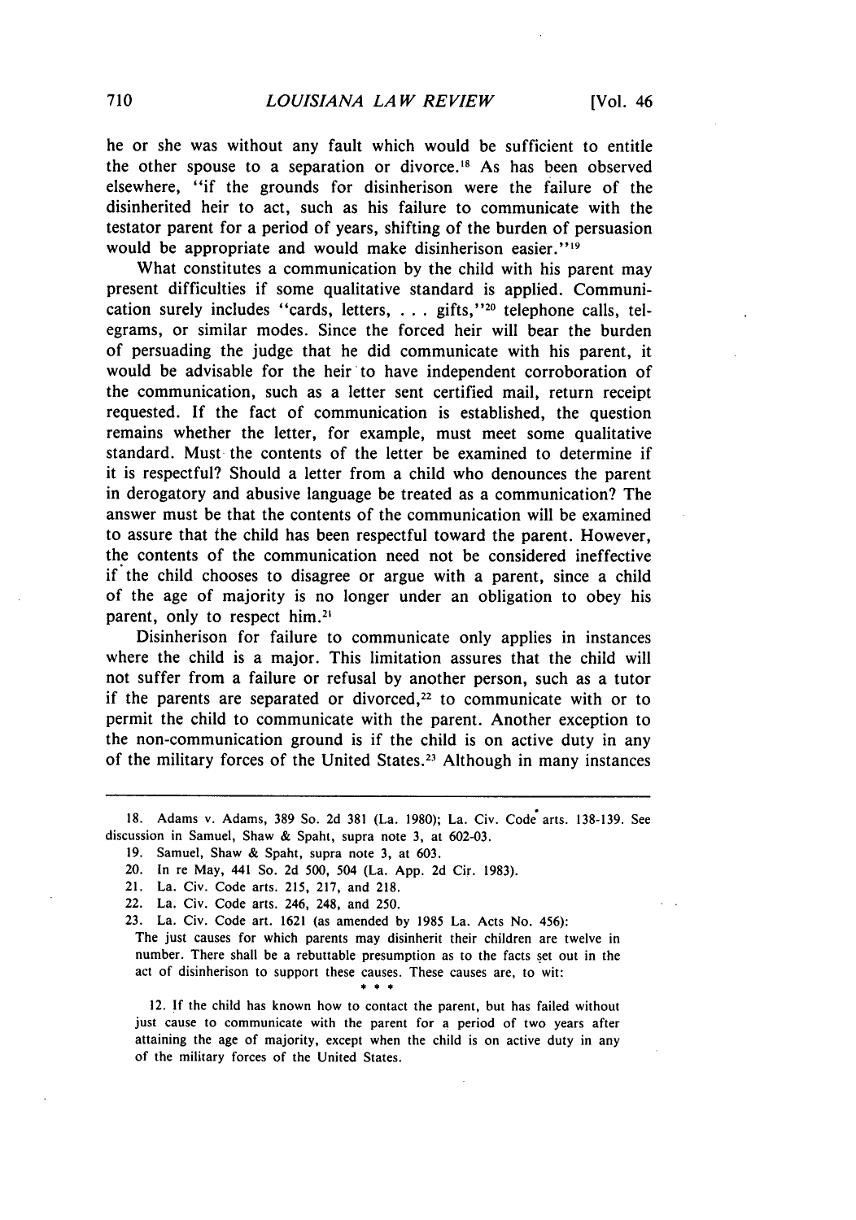he or she was without any fault which would be sufficient to entitle the other spouse to a separation or divorce.[18] As has been observed elsewhere, "if the grounds for disinherison were the failure of the disinherited heir to act, such as his failure to communicate with the testator parent for a period of years, shifting of the burden of persuasion would be appropriate and would make disinherison easier."[19]

What constitutes a communication by the child with his parent may present difficulties if some qualitative standard is applied. Communication surely includes "cards, letters, . . . gifts,"[20] telephone calls, telegrams, or similar modes. Since the forced heir will bear the burden of persuading the judge that he did communicate with his parent, it would be advisable for the heir to have independent corroboration of the communication, such as a letter sent certified mail, return receipt requested. If the fact of communication is established, the question remains whether the letter, for example, must meet some qualitative standard. Must the contents of the letter be examined to determine if it is respectful? Should a letter from a child who denounces the parent in derogatory and abusive language be treated as a communication? The answer must be that the contents of the communication will be examined to assure that the child has been respectful toward the parent. However, the contents of the communication need not be considered ineffective if the child chooses to disagree or argue with a parent, since a child of the age of majority is no longer under an obligation to obey his parent, only to respect him.[21]

Disinherison for failure to communicate only applies in instances where the child is a major. This limitation assures that the child will not suffer from a failure or refusal by another person, such as a tutor if the parents are separated or divorced,[22] to communicate with or to permit the child to communicate with the parent. Another exception to the non-communication ground is if the child is on active duty in any of the military forces of the United States.[23] Although in many instances

---

18. Adams v. Adams, 389 So. 2d 381 (La. 1980); La. Civ. Code arts. 138-139. See discussion in Samuel, Shaw & Spaht, supra note 3, at 602-03.

19. Samuel, Shaw & Spaht, supra note 3, at 603.

20. In re May, 441 So. 2d 500, 504 (La. App. 2d Cir. 1983).

21. La. Civ. Code arts. 215, 217, and 218.

22. La. Civ. Code arts. 246, 248, and 250.

23. La. Civ. Code art. 1621 (as amended by 1985 La. Acts No. 456):

The just causes for which parents may disinherit their children are twelve in number. There shall be a rebuttable presumption as to the facts set out in the act of disinherison to support these causes. These causes are, to wit:

\* \* \*

12. If the child has known how to contact the parent, but has failed without just cause to communicate with the parent for a period of two years after attaining the age of majority, except when the child is on active duty in any of the military forces of the United States.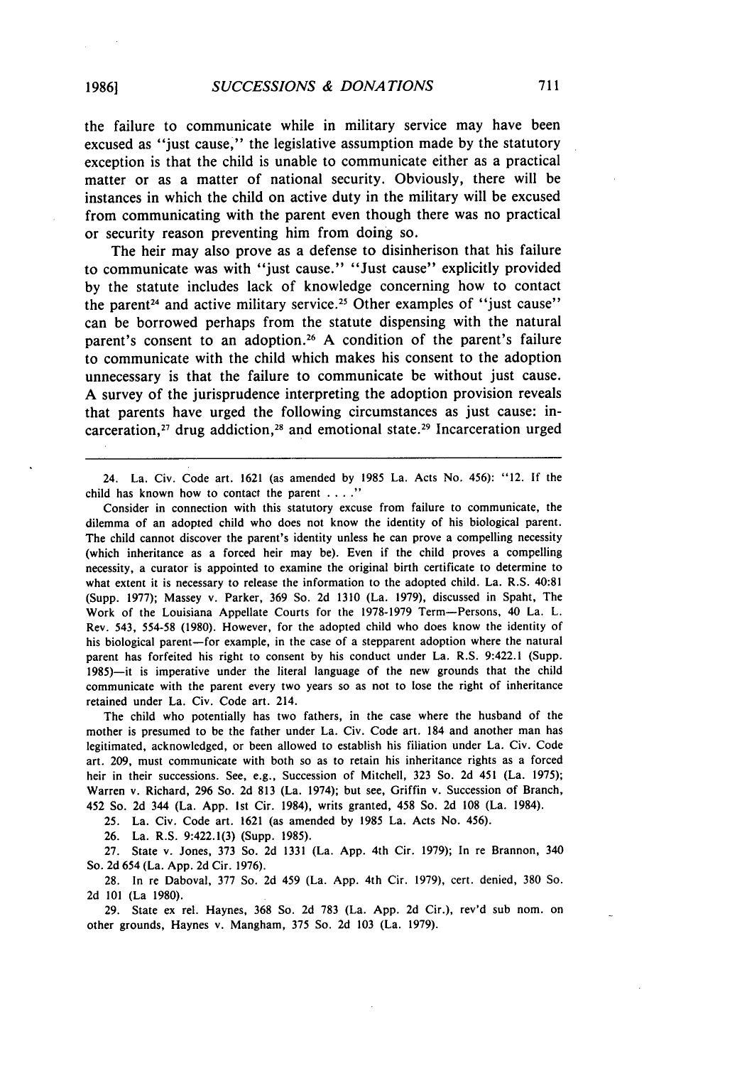the failure to communicate while in military service may have been excused as "just cause," the legislative assumption made by the statutory exception is that the child is unable to communicate either as a practical matter or as a matter of national security. Obviously, there will be instances in which the child on active duty in the military will be excused from communicating with the parent even though there was no practical or security reason preventing him from doing so.

The heir may also prove as a defense to disinherison that his failure to communicate was with "just cause." "Just cause" explicitly provided by the statute includes lack of knowledge concerning how to contact the parent[24] and active military service.[25] Other examples of "just cause" can be borrowed perhaps from the statute dispensing with the natural parent's consent to an adoption.[26] A condition of the parent's failure to communicate with the child which makes his consent to the adoption unnecessary is that the failure to communicate be without just cause. A survey of the jurisprudence interpreting the adoption provision reveals that parents have urged the following circumstances as just cause: incarceration,[27] drug addiction,[28] and emotional state.[29] Incarceration urged

---

24. La. Civ. Code art. 1621 (as amended by 1985 La. Acts No. 456): "12. If the child has known how to contact the parent . . . ."

Consider in connection with this statutory excuse from failure to communicate, the dilemma of an adopted child who does not know the identity of his biological parent. The child cannot discover the parent's identity unless he can prove a compelling necessity (which inheritance as a forced heir may be). Even if the child proves a compelling necessity, a curator is appointed to examine the original birth certificate to determine to what extent it is necessary to release the information to the adopted child. La. R.S. 40:81 (Supp. 1977); Massey v. Parker, 369 So. 2d 1310 (La. 1979), discussed in Spaht, The Work of the Louisiana Appellate Courts for the 1978-1979 Term—Persons, 40 La. L. Rev. 543, 554-58 (1980). However, for the adopted child who does know the identity of his biological parent—for example, in the case of a stepparent adoption where the natural parent has forfeited his right to consent by his conduct under La. R.S. 9:422.1 (Supp. 1985)—it is imperative under the literal language of the new grounds that the child communicate with the parent every two years so as not to lose the right of inheritance retained under La. Civ. Code art. 214.

The child who potentially has two fathers, in the case where the husband of the mother is presumed to be the father under La. Civ. Code art. 184 and another man has legitimated, acknowledged, or been allowed to establish his filiation under La. Civ. Code art. 209, must communicate with both so as to retain his inheritance rights as a forced heir in their successions. See, e.g., Succession of Mitchell, 323 So. 2d 451 (La. 1975); Warren v. Richard, 296 So. 2d 813 (La. 1974); but see, Griffin v. Succession of Branch, 452 So. 2d 344 (La. App. 1st Cir. 1984), writs granted, 458 So. 2d 108 (La. 1984).

25. La. Civ. Code art. 1621 (as amended by 1985 La. Acts No. 456).

26. La. R.S. 9:422.1(3) (Supp. 1985).

27. State v. Jones, 373 So. 2d 1331 (La. App. 4th Cir. 1979); In re Brannon, 340 So. 2d 654 (La. App. 2d Cir. 1976).

28. In re Daboval, 377 So. 2d 459 (La. App. 4th Cir. 1979), cert. denied, 380 So. 2d 101 (La 1980).

29. State ex rel. Haynes, 368 So. 2d 783 (La. App. 2d Cir.), rev'd sub nom. on other grounds, Haynes v. Mangham, 375 So. 2d 103 (La. 1979).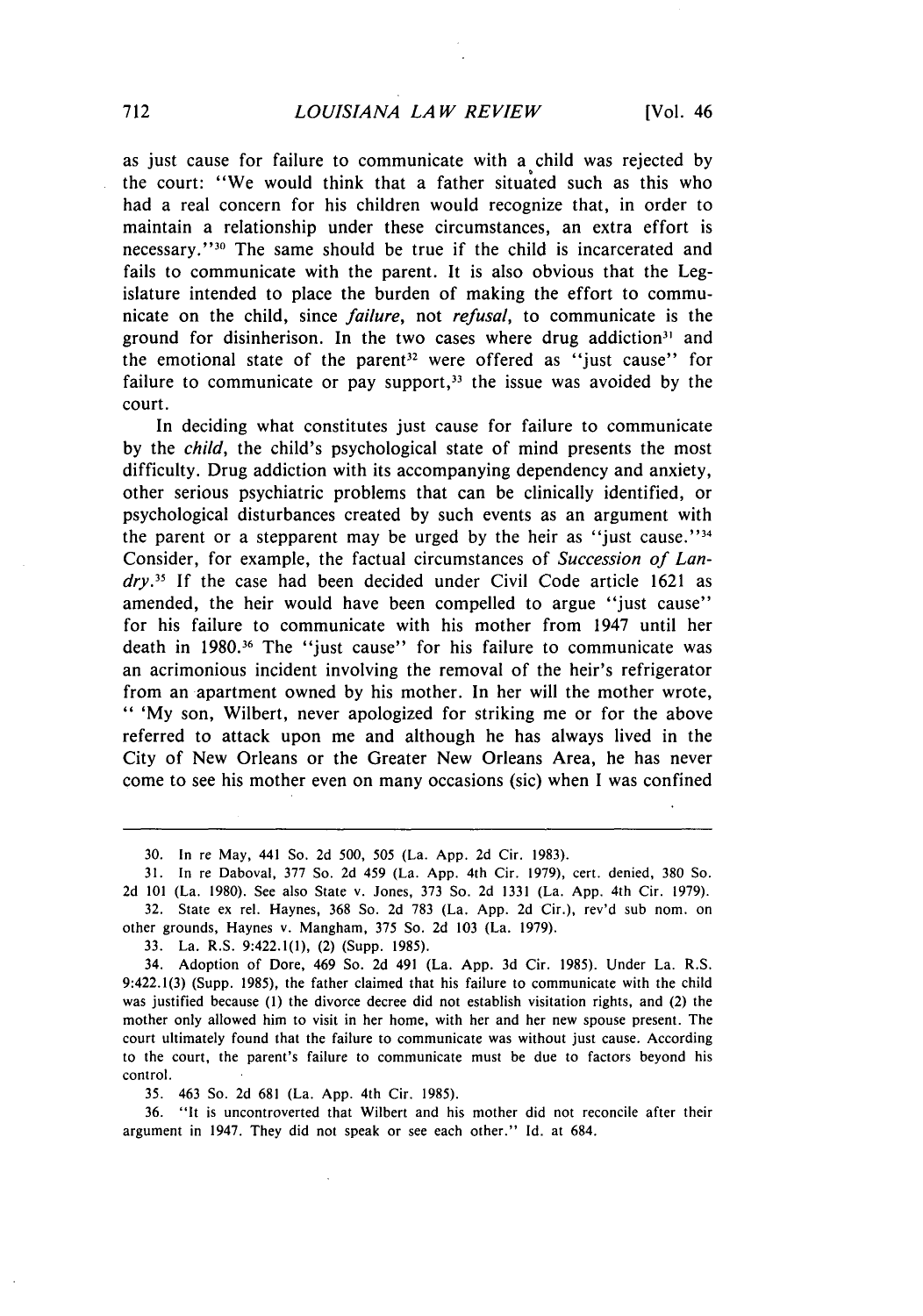as just cause for failure to communicate with a child was rejected by the court: "We would think that a father situated such as this who had a real concern for his children would recognize that, in order to maintain a relationship under these circumstances, an extra effort is necessary."[30] The same should be true if the child is incarcerated and fails to communicate with the parent. It is also obvious that the Legislature intended to place the burden of making the effort to communicate on the child, since *failure*, not *refusal*, to communicate is the ground for disinherison. In the two cases where drug addiction[31] and the emotional state of the parent[32] were offered as "just cause" for failure to communicate or pay support,[33] the issue was avoided by the court.

In deciding what constitutes just cause for failure to communicate by the *child*, the child's psychological state of mind presents the most difficulty. Drug addiction with its accompanying dependency and anxiety, other serious psychiatric problems that can be clinically identified, or psychological disturbances created by such events as an argument with the parent or a stepparent may be urged by the heir as "just cause."[34] Consider, for example, the factual circumstances of *Succession of Landry*.[35] If the case had been decided under Civil Code article 1621 as amended, the heir would have been compelled to argue "just cause" for his failure to communicate with his mother from 1947 until her death in 1980.[36] The "just cause" for his failure to communicate was an acrimonious incident involving the removal of the heir's refrigerator from an apartment owned by his mother. In her will the mother wrote, " 'My son, Wilbert, never apologized for striking me or for the above referred to attack upon me and although he has always lived in the City of New Orleans or the Greater New Orleans Area, he has never come to see his mother even on many occasions (sic) when I was confined

---

30. In re May, 441 So. 2d 500, 505 (La. App. 2d Cir. 1983).

31. In re Daboval, 377 So. 2d 459 (La. App. 4th Cir. 1979), cert. denied, 380 So. 2d 101 (La. 1980). See also State v. Jones, 373 So. 2d 1331 (La. App. 4th Cir. 1979).

32. State ex rel. Haynes, 368 So. 2d 783 (La. App. 2d Cir.), rev'd sub nom. on other grounds, Haynes v. Mangham, 375 So. 2d 103 (La. 1979).

33. La. R.S. 9:422.1(1), (2) (Supp. 1985).

34. Adoption of Dore, 469 So. 2d 491 (La. App. 3d Cir. 1985). Under La. R.S. 9:422.1(3) (Supp. 1985), the father claimed that his failure to communicate with the child was justified because (1) the divorce decree did not establish visitation rights, and (2) the mother only allowed him to visit in her home, with her and her new spouse present. The court ultimately found that the failure to communicate was without just cause. According to the court, the parent's failure to communicate must be due to factors beyond his control.

35. 463 So. 2d 681 (La. App. 4th Cir. 1985).

36. "It is uncontroverted that Wilbert and his mother did not reconcile after their argument in 1947. They did not speak or see each other." Id. at 684.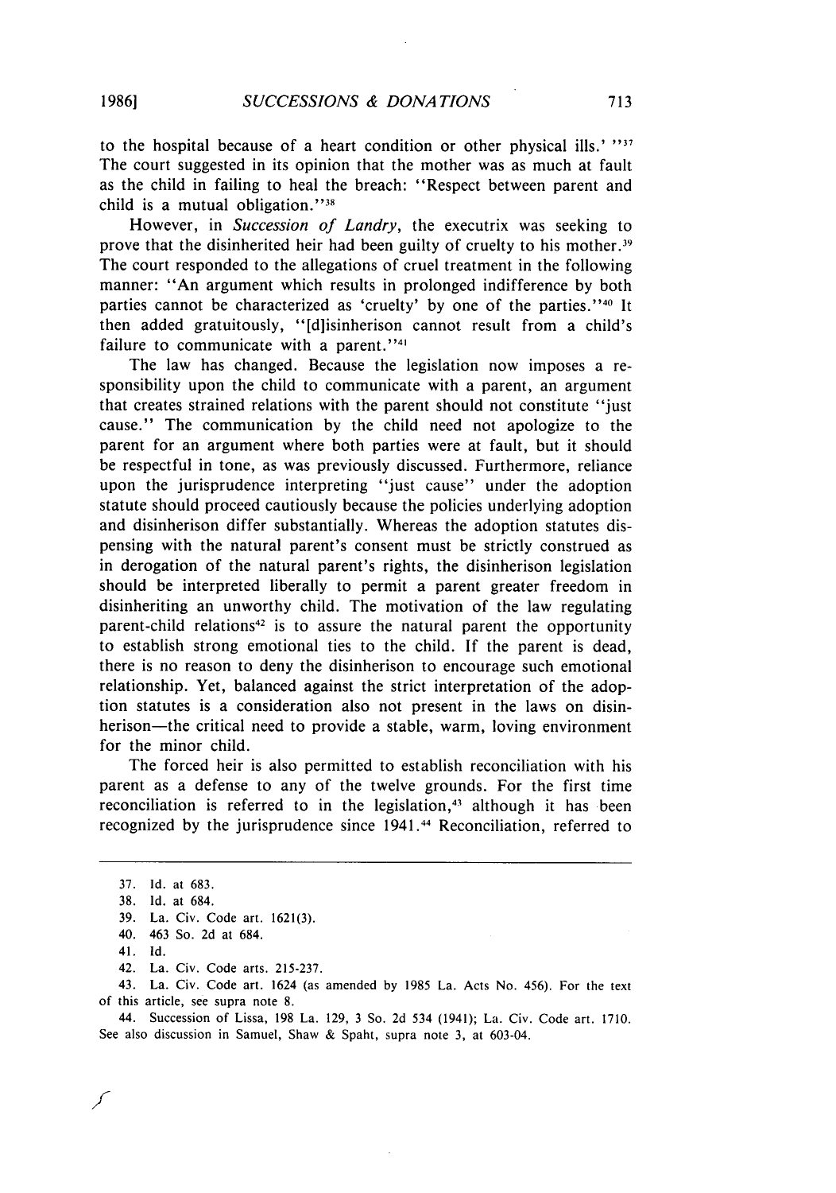to the hospital because of a heart condition or other physical ills.' "[37] The court suggested in its opinion that the mother was as much at fault as the child in failing to heal the breach: "Respect between parent and child is a mutual obligation."[38]

However, in *Succession of Landry*, the executrix was seeking to prove that the disinherited heir had been guilty of cruelty to his mother.[39] The court responded to the allegations of cruel treatment in the following manner: "An argument which results in prolonged indifference by both parties cannot be characterized as 'cruelty' by one of the parties."[40] It then added gratuitously, "[d]isinherison cannot result from a child's failure to communicate with a parent."[41]

The law has changed. Because the legislation now imposes a responsibility upon the child to communicate with a parent, an argument that creates strained relations with the parent should not constitute "just cause." The communication by the child need not apologize to the parent for an argument where both parties were at fault, but it should be respectful in tone, as was previously discussed. Furthermore, reliance upon the jurisprudence interpreting "just cause" under the adoption statute should proceed cautiously because the policies underlying adoption and disinherison differ substantially. Whereas the adoption statutes dispensing with the natural parent's consent must be strictly construed as in derogation of the natural parent's rights, the disinherison legislation should be interpreted liberally to permit a parent greater freedom in disinheriting an unworthy child. The motivation of the law regulating parent-child relations[42] is to assure the natural parent the opportunity to establish strong emotional ties to the child. If the parent is dead, there is no reason to deny the disinherison to encourage such emotional relationship. Yet, balanced against the strict interpretation of the adoption statutes is a consideration also not present in the laws on disinherison—the critical need to provide a stable, warm, loving environment for the minor child.

The forced heir is also permitted to establish reconciliation with his parent as a defense to any of the twelve grounds. For the first time reconciliation is referred to in the legislation,[43] although it has been recognized by the jurisprudence since 1941.[44] Reconciliation, referred to

---

37. Id. at 683.

38. Id. at 684.

39. La. Civ. Code art. 1621(3).

40. 463 So. 2d at 684.

41. Id.

42. La. Civ. Code arts. 215-237.

43. La. Civ. Code art. 1624 (as amended by 1985 La. Acts No. 456). For the text of this article, see supra note 8.

44. Succession of Lissa, 198 La. 129, 3 So. 2d 534 (1941); La. Civ. Code art. 1710. See also discussion in Samuel, Shaw & Spaht, supra note 3, at 603-04.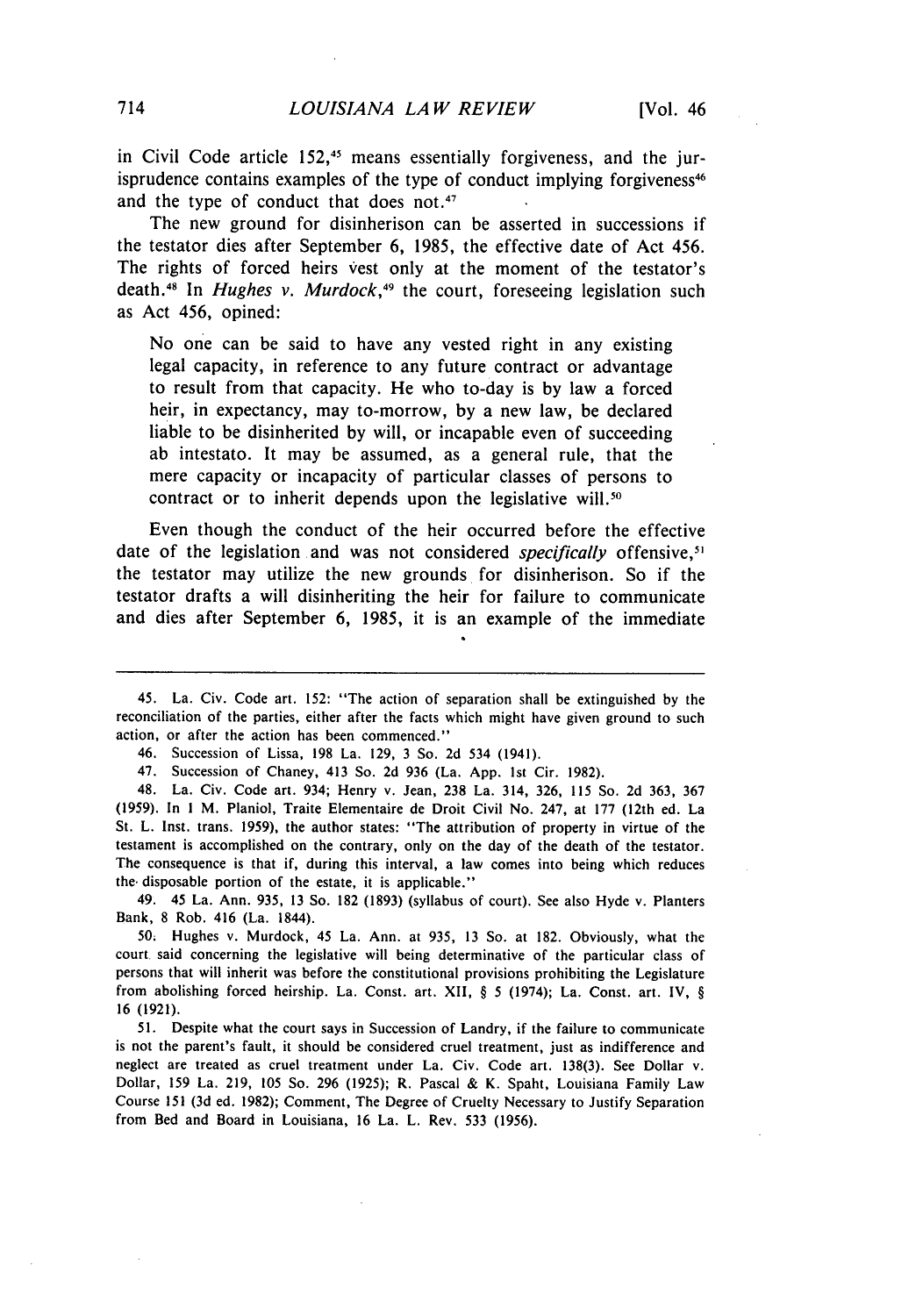in Civil Code article 152,[45] means essentially forgiveness, and the jurisprudence contains examples of the type of conduct implying forgiveness[46] and the type of conduct that does not.[47]

The new ground for disinherison can be asserted in successions if the testator dies after September 6, 1985, the effective date of Act 456. The rights of forced heirs vest only at the moment of the testator's death.[48] In *Hughes v. Murdock*,[49] the court, foreseeing legislation such as Act 456, opined:

> No one can be said to have any vested right in any existing legal capacity, in reference to any future contract or advantage to result from that capacity. He who to-day is by law a forced heir, in expectancy, may to-morrow, by a new law, be declared liable to be disinherited by will, or incapable even of succeeding ab intestato. It may be assumed, as a general rule, that the mere capacity or incapacity of particular classes of persons to contract or to inherit depends upon the legislative will.[50]

Even though the conduct of the heir occurred before the effective date of the legislation and was not considered *specifically* offensive,[51] the testator may utilize the new grounds for disinherison. So if the testator drafts a will disinheriting the heir for failure to communicate and dies after September 6, 1985, it is an example of the immediate

---

45. La. Civ. Code art. 152: "The action of separation shall be extinguished by the reconciliation of the parties, either after the facts which might have given ground to such action, or after the action has been commenced."

46. Succession of Lissa, 198 La. 129, 3 So. 2d 534 (1941).

47. Succession of Chaney, 413 So. 2d 936 (La. App. 1st Cir. 1982).

48. La. Civ. Code art. 934; Henry v. Jean, 238 La. 314, 326, 115 So. 2d 363, 367 (1959). In 1 M. Planiol, Traite Elementaire de Droit Civil No. 247, at 177 (12th ed. La St. L. Inst. trans. 1959), the author states: "The attribution of property in virtue of the testament is accomplished on the contrary, only on the day of the death of the testator. The consequence is that if, during this interval, a law comes into being which reduces the disposable portion of the estate, it is applicable."

49. 45 La. Ann. 935, 13 So. 182 (1893) (syllabus of court). See also Hyde v. Planters Bank, 8 Rob. 416 (La. 1844).

50. Hughes v. Murdock, 45 La. Ann. at 935, 13 So. at 182. Obviously, what the court said concerning the legislative will being determinative of the particular class of persons that will inherit was before the constitutional provisions prohibiting the Legislature from abolishing forced heirship. La. Const. art. XII, § 5 (1974); La. Const. art. IV, § 16 (1921).

51. Despite what the court says in Succession of Landry, if the failure to communicate is not the parent's fault, it should be considered cruel treatment, just as indifference and neglect are treated as cruel treatment under La. Civ. Code art. 138(3). See Dollar v. Dollar, 159 La. 219, 105 So. 296 (1925); R. Pascal & K. Spaht, Louisiana Family Law Course 151 (3d ed. 1982); Comment, The Degree of Cruelty Necessary to Justify Separation from Bed and Board in Louisiana, 16 La. L. Rev. 533 (1956).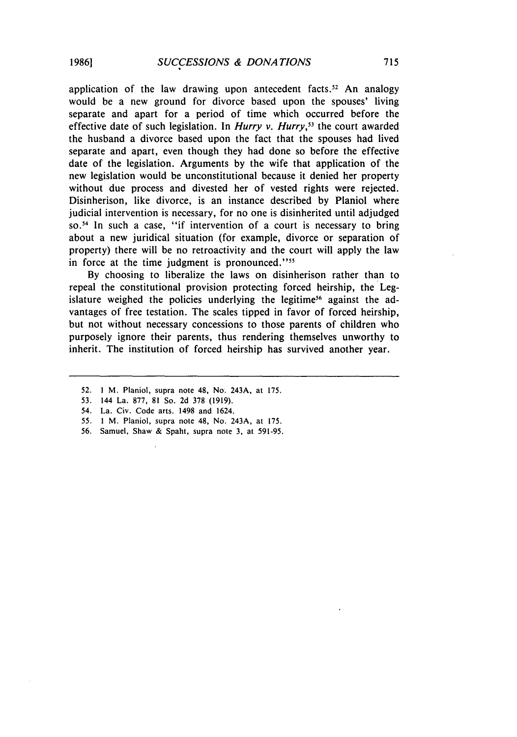application of the law drawing upon antecedent facts.[52] An analogy would be a new ground for divorce based upon the spouses' living separate and apart for a period of time which occurred before the effective date of such legislation. In *Hurry v. Hurry*,[53] the court awarded the husband a divorce based upon the fact that the spouses had lived separate and apart, even though they had done so before the effective date of the legislation. Arguments by the wife that application of the new legislation would be unconstitutional because it denied her property without due process and divested her of vested rights were rejected. Disinherison, like divorce, is an instance described by Planiol where judicial intervention is necessary, for no one is disinherited until adjudged so.[54] In such a case, "if intervention of a court is necessary to bring about a new juridical situation (for example, divorce or separation of property) there will be no retroactivity and the court will apply the law in force at the time judgment is pronounced."[55]

By choosing to liberalize the laws on disinherison rather than to repeal the constitutional provision protecting forced heirship, the Legislature weighed the policies underlying the legitime[56] against the advantages of free testation. The scales tipped in favor of forced heirship, but not without necessary concessions to those parents of children who purposely ignore their parents, thus rendering themselves unworthy to inherit. The institution of forced heirship has survived another year.

---

52. 1 M. Planiol, supra note 48, No. 243A, at 175.
53. 144 La. 877, 81 So. 2d 378 (1919).
54. La. Civ. Code arts. 1498 and 1624.
55. 1 M. Planiol, supra note 48, No. 243A, at 175.
56. Samuel, Shaw & Spaht, supra note 3, at 591-95.